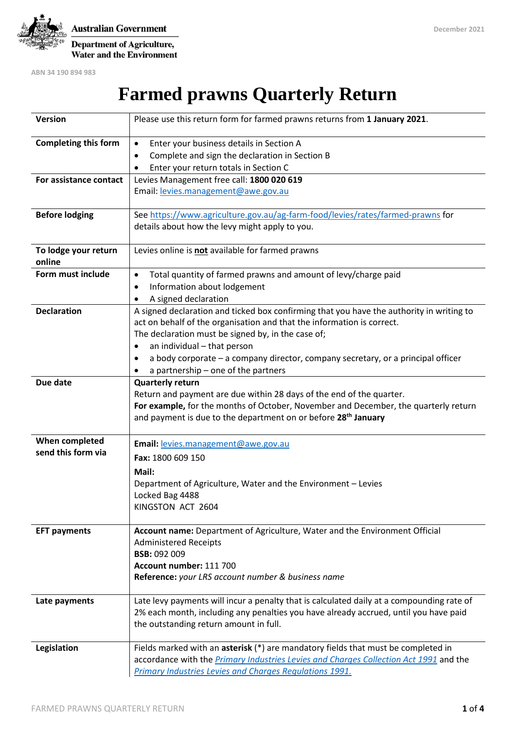Australian Government

Department of Agriculture, Water and the Environment

December 2021

ABN 34 190 894 983

# Farmed prawns Quarterly Return

| | |
|---|---|
| **Version** | Please use this return form for farmed prawns returns from **1 January 2021**. |
| **Completing this form** | • Enter your business details in Section A<br>• Complete and sign the declaration in Section B<br>• Enter your return totals in Section C |
| **For assistance contact** | Levies Management free call: **1800 020 619**<br>Email: levies.management@awe.gov.au |
| **Before lodging** | See https://www.agriculture.gov.au/ag-farm-food/levies/rates/farmed-prawns for details about how the levy might apply to you. |
| **To lodge your return online** | Levies online is **not** available for farmed prawns |
| **Form must include** | • Total quantity of farmed prawns and amount of levy/charge paid<br>• Information about lodgement<br>• A signed declaration |
| **Declaration** | A signed declaration and ticked box confirming that you have the authority in writing to act on behalf of the organisation and that the information is correct.<br>The declaration must be signed by, in the case of;<br>• an individual – that person<br>• a body corporate – a company director, company secretary, or a principal officer<br>• a partnership – one of the partners |
| **Due date** | **Quarterly return**<br>Return and payment are due within 28 days of the end of the quarter.<br>**For example,** for the months of October, November and December, the quarterly return and payment is due to the department on or before **28th January** |
| **When completed send this form via** | **Email:** levies.management@awe.gov.au<br>**Fax:** 1800 609 150<br>**Mail:**<br>Department of Agriculture, Water and the Environment – Levies<br>Locked Bag 4488<br>KINGSTON ACT 2604 |
| **EFT payments** | **Account name:** Department of Agriculture, Water and the Environment Official Administered Receipts<br>**BSB:** 092 009<br>**Account number:** 111 700<br>**Reference:** *your LRS account number & business name* |
| **Late payments** | Late levy payments will incur a penalty that is calculated daily at a compounding rate of 2% each month, including any penalties you have already accrued, until you have paid the outstanding return amount in full. |
| **Legislation** | Fields marked with an **asterisk** (*) are mandatory fields that must be completed in accordance with the *Primary Industries Levies and Charges Collection Act 1991* and the *Primary Industries Levies and Charges Regulations 1991.* |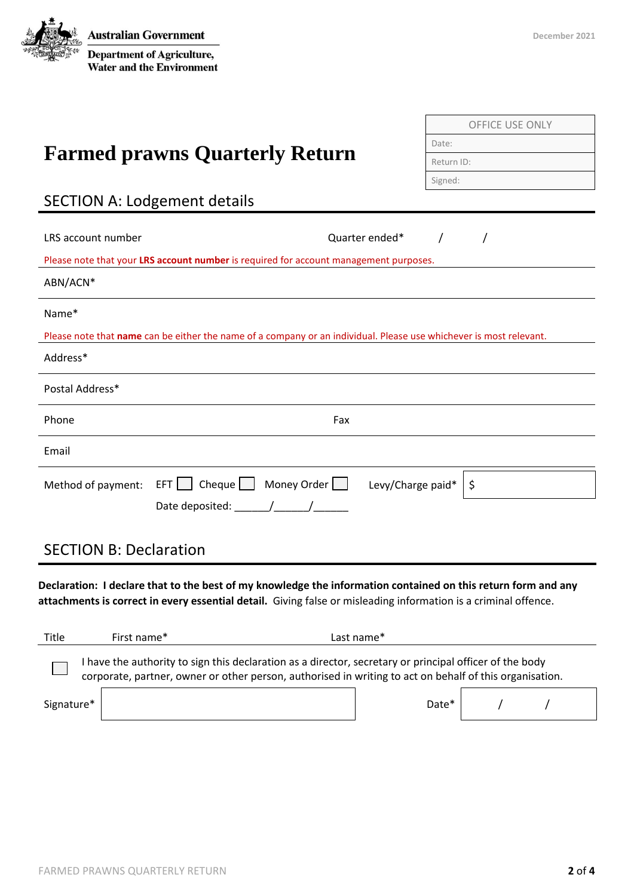Australian Government

Department of Agriculture, Water and the Environment

December 2021

| OFFICE USE ONLY |
| --- |
| Date: |
| Return ID: |
| Signed: |

# Farmed prawns Quarterly Return

## SECTION A: Lodgement details

LRS account number | Quarter ended* / /

Please note that your **LRS account number** is required for account management purposes.

ABN/ACN*

Name*

Please note that **name** can be either the name of a company or an individual. Please use whichever is most relevant.

Address*

Postal Address*

Phone | Fax

Email

Method of payment: EFT ☐ Cheque ☐ Money Order ☐ | Levy/Charge paid* $

Date deposited: ______/______/______

## SECTION B: Declaration

**Declaration: I declare that to the best of my knowledge the information contained on this return form and any attachments is correct in every essential detail.** Giving false or misleading information is a criminal offence.

Title | First name* | Last name*

☐ I have the authority to sign this declaration as a director, secretary or principal officer of the body corporate, partner, owner or other person, authorised in writing to act on behalf of this organisation.

Signature* | Date* / /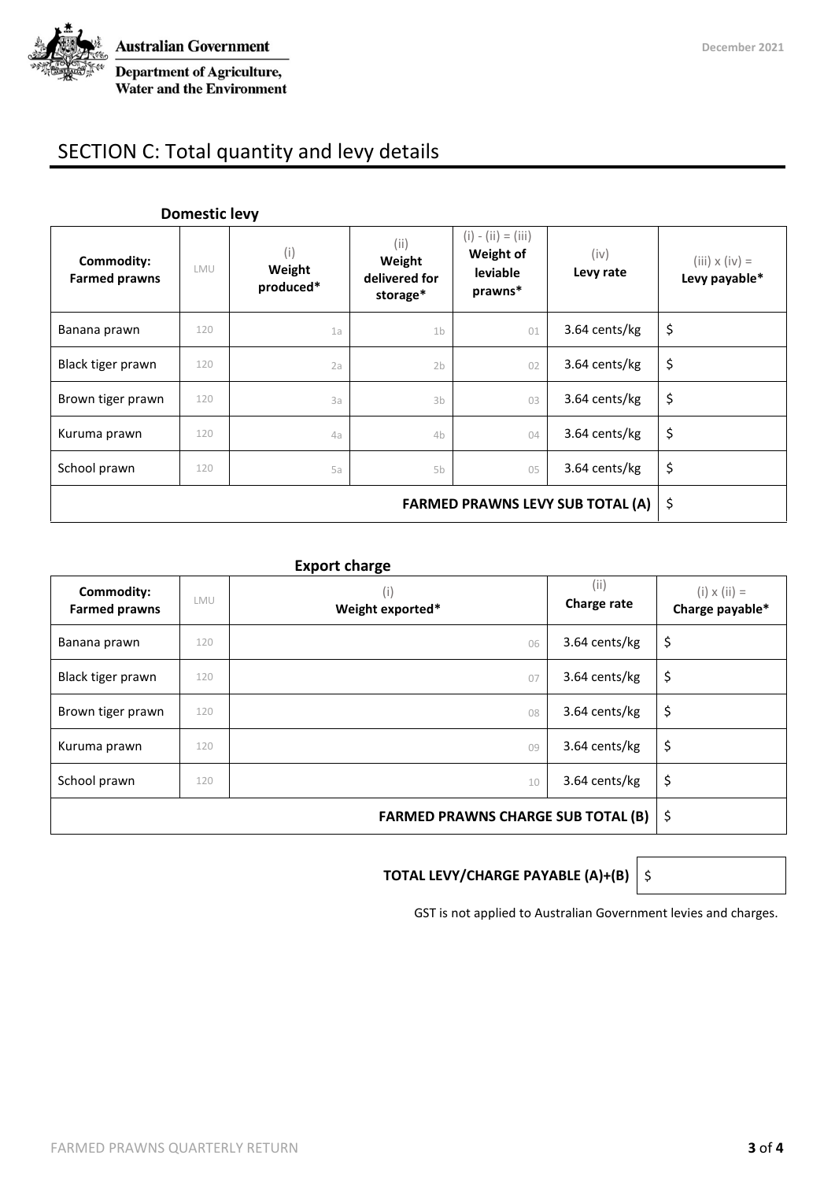# SECTION C: Total quantity and levy details

### Domestic levy

| Commodity: Farmed prawns | LMU | (i) Weight produced* | (ii) Weight delivered for storage* | (i) - (ii) = (iii) Weight of leviable prawns* | (iv) Levy rate | (iii) x (iv) = Levy payable* |
|---|---|---|---|---|---|---|
| Banana prawn | 120 | 1a | 1b | 01 | 3.64 cents/kg | $ |
| Black tiger prawn | 120 | 2a | 2b | 02 | 3.64 cents/kg | $ |
| Brown tiger prawn | 120 | 3a | 3b | 03 | 3.64 cents/kg | $ |
| Kuruma prawn | 120 | 4a | 4b | 04 | 3.64 cents/kg | $ |
| School prawn | 120 | 5a | 5b | 05 | 3.64 cents/kg | $ |
| **FARMED PRAWNS LEVY SUB TOTAL (A)** | | | | | | $ |

### Export charge

| Commodity: Farmed prawns | LMU | (i) Weight exported* | (ii) Charge rate | (i) x (ii) = Charge payable* |
|---|---|---|---|---|
| Banana prawn | 120 | 06 | 3.64 cents/kg | $ |
| Black tiger prawn | 120 | 07 | 3.64 cents/kg | $ |
| Brown tiger prawn | 120 | 08 | 3.64 cents/kg | $ |
| Kuruma prawn | 120 | 09 | 3.64 cents/kg | $ |
| School prawn | 120 | 10 | 3.64 cents/kg | $ |
| **FARMED PRAWNS CHARGE SUB TOTAL (B)** | | | | $ |

**TOTAL LEVY/CHARGE PAYABLE (A)+(B)** $

GST is not applied to Australian Government levies and charges.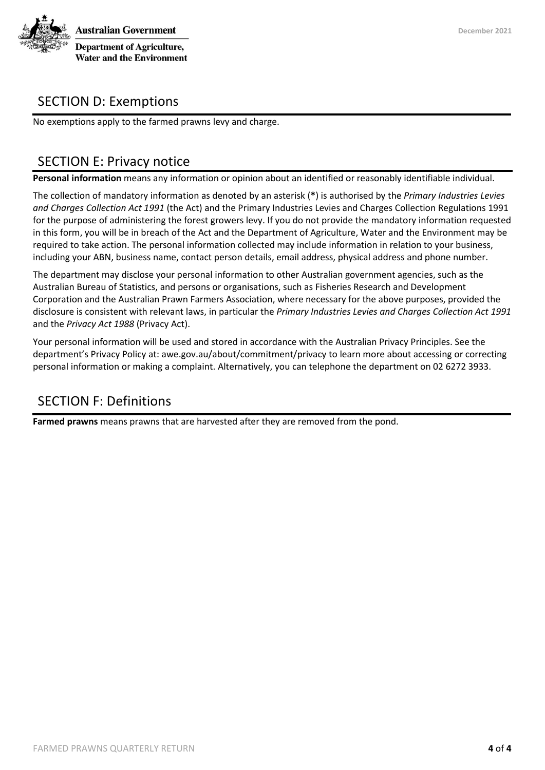## SECTION D: Exemptions

No exemptions apply to the farmed prawns levy and charge.

## SECTION E: Privacy notice

**Personal information** means any information or opinion about an identified or reasonably identifiable individual.

The collection of mandatory information as denoted by an asterisk (**\***) is authorised by the *Primary Industries Levies and Charges Collection Act 1991* (the Act) and the Primary Industries Levies and Charges Collection Regulations 1991 for the purpose of administering the forest growers levy. If you do not provide the mandatory information requested in this form, you will be in breach of the Act and the Department of Agriculture, Water and the Environment may be required to take action. The personal information collected may include information in relation to your business, including your ABN, business name, contact person details, email address, physical address and phone number.

The department may disclose your personal information to other Australian government agencies, such as the Australian Bureau of Statistics, and persons or organisations, such as Fisheries Research and Development Corporation and the Australian Prawn Farmers Association, where necessary for the above purposes, provided the disclosure is consistent with relevant laws, in particular the *Primary Industries Levies and Charges Collection Act 1991* and the *Privacy Act 1988* (Privacy Act).

Your personal information will be used and stored in accordance with the Australian Privacy Principles. See the department's Privacy Policy at: awe.gov.au/about/commitment/privacy to learn more about accessing or correcting personal information or making a complaint. Alternatively, you can telephone the department on 02 6272 3933.

## SECTION F: Definitions

**Farmed prawns** means prawns that are harvested after they are removed from the pond.